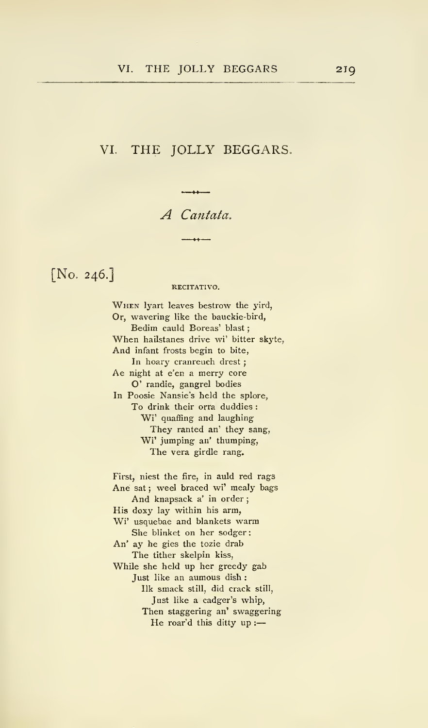# VI. THE JOLLY BEGGARS.

*A Cantata.*

[No. 246.]

RECITATIVO.

WHEN lyart leaves bestrow the yird,
Or, wavering like the bauckie-bird,
Bedim cauld Boreas' blast;
When hailstanes drive wi' bitter skyte,
And infant frosts begin to bite,
In hoary cranreuch drest;
Ae night at e'en a merry core
O' randie, gangrel bodies
In Poosie Nansie's held the splore,
To drink their orra duddies:
Wi' quaffing and laughing
They ranted an' they sang,
Wi' jumping an' thumping,
The vera girdle rang.

First, niest the fire, in auld red rags
Ane sat; weel braced wi' mealy bags
And knapsack a' in order;
His doxy lay within his arm,
Wi' usquebae and blankets warm
She blinket on her sodger:
An' ay he gies the tozie drab
The tither skelpin kiss,
While she held up her greedy gab
Just like an aumous dish:
Ilk smack still, did crack still,
Just like a cadger's whip,
Then staggering an' swaggering
He roar'd this ditty up:—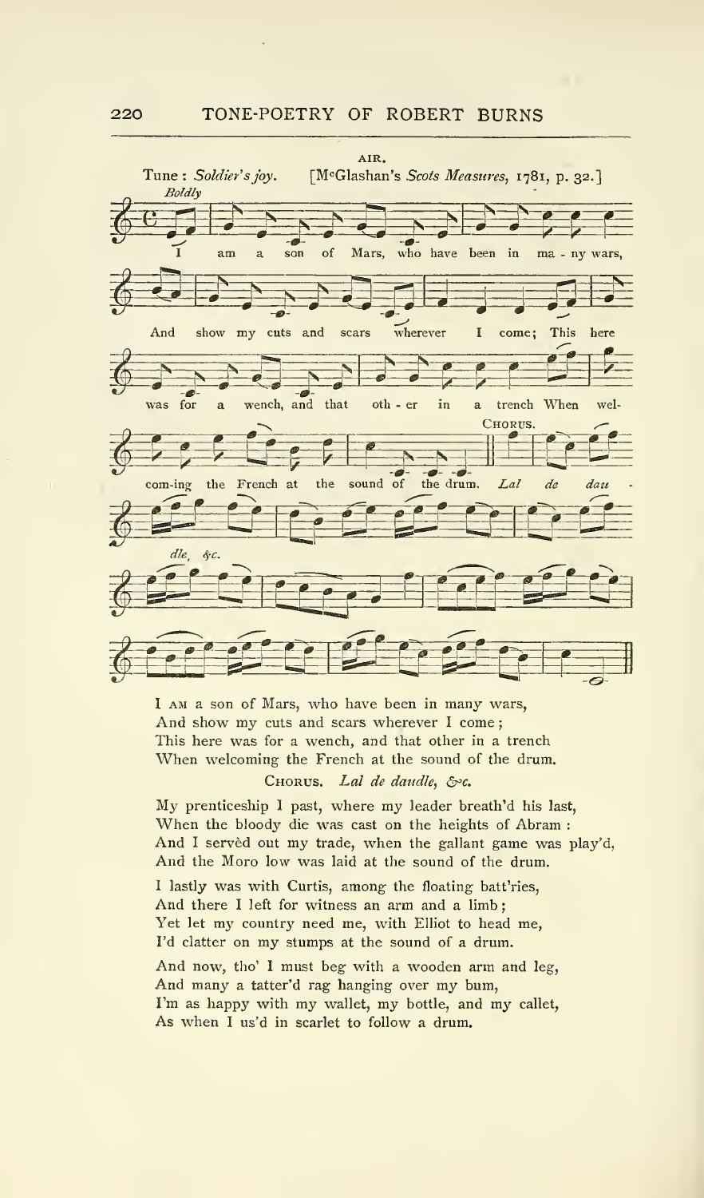AIR.

Tune : *Soldier's joy.* [McGlashan's *Scots Measures*, 1781, p. 32.]

*Boldly*

I am a son of Mars, who have been in ma - ny wars, And show my cuts and scars wherever I come; This here was for a wench, and that oth - er in a trench When wel- com-ing the French at the sound of the drum. CHORUS. *Lal de dau - dle, &c.*

I AM a son of Mars, who have been in many wars,
And show my cuts and scars wherever I come;
This here was for a wench, and that other in a trench
When welcoming the French at the sound of the drum.

CHORUS. *Lal de daudle, &c.*

My prenticeship I past, where my leader breath'd his last,
When the bloody die was cast on the heights of Abram :
And I servèd out my trade, when the gallant game was play'd,
And the Moro low was laid at the sound of the drum.

I lastly was with Curtis, among the floating batt'ries,
And there I left for witness an arm and a limb;
Yet let my country need me, with Elliot to head me,
I'd clatter on my stumps at the sound of a drum.

And now, tho' I must beg with a wooden arm and leg,
And many a tatter'd rag hanging over my bum,
I'm as happy with my wallet, my bottle, and my callet,
As when I us'd in scarlet to follow a drum.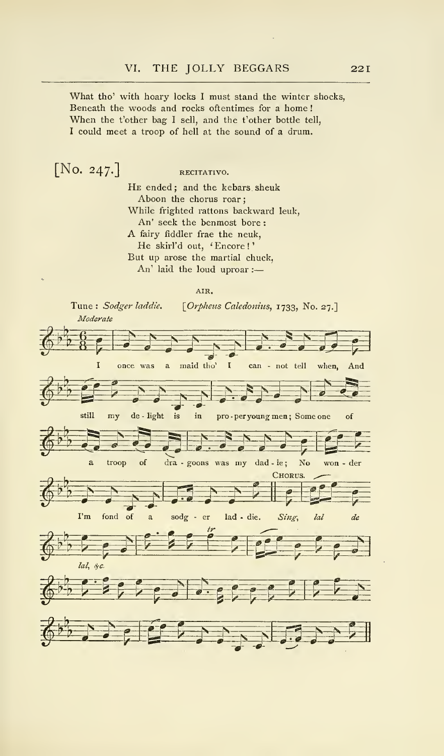What tho' with hoary locks I must stand the winter shocks,
Beneath the woods and rocks oftentimes for a home!
When the t'other bag I sell, and the t'other bottle tell,
I could meet a troop of hell at the sound of a drum.

[No. 247.]

RECITATIVO.

He ended; and the kebars sheuk
Aboon the chorus roar;
While frighted rattons backward leuk,
An' seek the benmost bore:
A fairy fiddler frae the neuk,
He skirl'd out, 'Encore!'
But up arose the martial chuck,
An' laid the loud uproar:—

AIR.

Tune: *Sodger laddie.* [*Orpheus Caledonius*, 1733, No. 27.]

*Moderate*

I once was a maid tho' I can - not tell when, And still my de - light is in pro - per young men; Some one of a troop of dra - goons was my dad - ie; No won - der I'm fond of a sodg - er lad - die.

CHORUS. *Sing, lal de lal, &c.*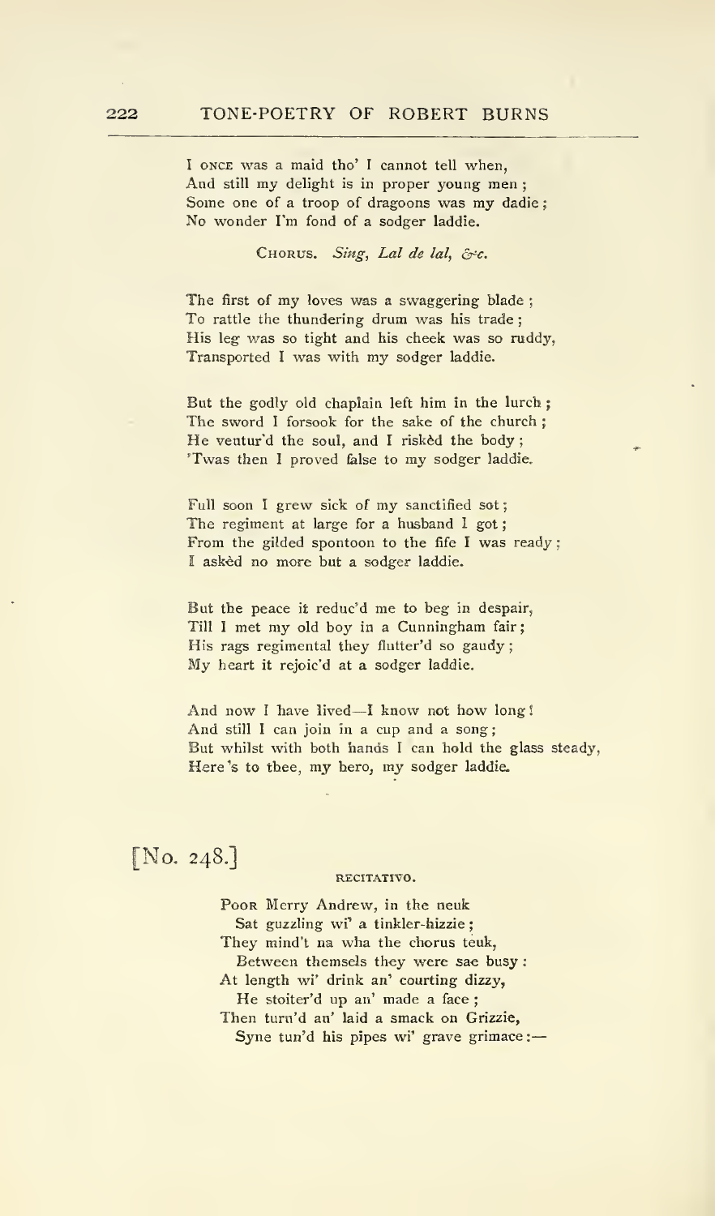I once was a maid tho' I cannot tell when,
And still my delight is in proper young men;
Some one of a troop of dragoons was my dadie;
No wonder I'm fond of a sodger laddie.

Chorus. *Sing, Lal de lal, &c.*

The first of my loves was a swaggering blade;
To rattle the thundering drum was his trade;
His leg was so tight and his cheek was so ruddy,
Transported I was with my sodger laddie.

But the godly old chaplain left him in the lurch;
The sword I forsook for the sake of the church;
He ventur'd the soul, and I riskèd the body;
'Twas then I proved false to my sodger laddie.

Full soon I grew sick of my sanctified sot;
The regiment at large for a husband I got;
From the gilded spontoon to the fife I was ready;
I askèd no more but a sodger laddie.

But the peace it reduc'd me to beg in despair,
Till I met my old boy in a Cunningham fair;
His rags regimental they flutter'd so gaudy;
My heart it rejoic'd at a sodger laddie.

And now I have lived—I know not how long!
And still I can join in a cup and a song;
But whilst with both hands I can hold the glass steady,
Here's to thee, my hero, my sodger laddie.

[No. 248.]

RECITATIVO.

Poor Merry Andrew, in the neuk
  Sat guzzling wi' a tinkler-hizzie;
They mind't na wha the chorus teuk,
  Between themsels they were sae busy:
At length wi' drink an' courting dizzy,
  He stoiter'd up an' made a face;
Then turn'd an' laid a smack on Grizzie,
  Syne tun'd his pipes wi' grave grimace:—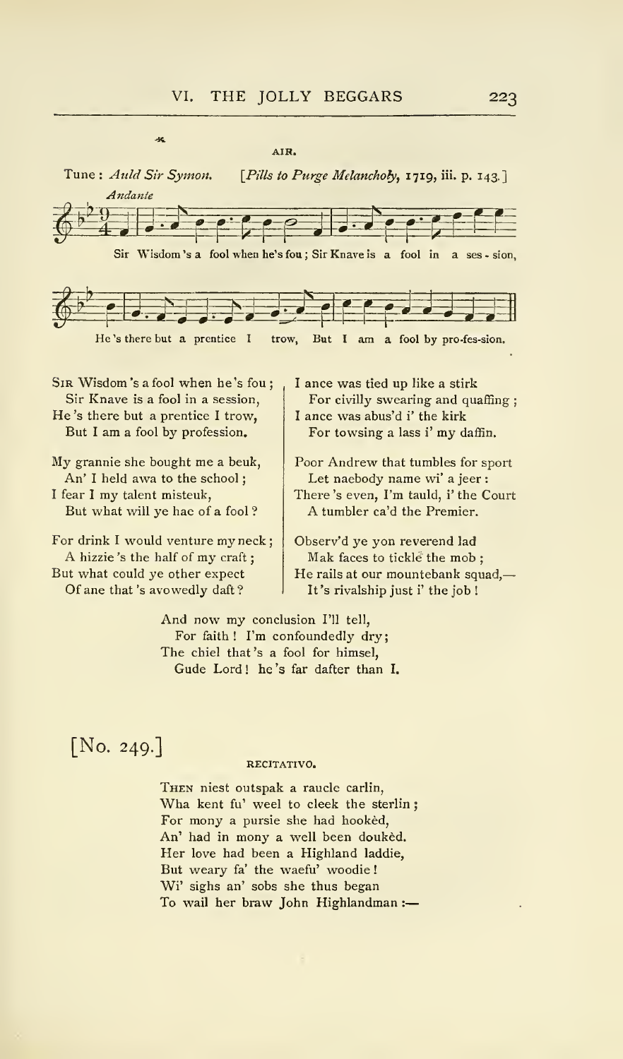AIR.

Tune: *Auld Sir Symon.* [*Pills to Purge Melancholy*, 1719, iii. p. 143.]

*Andante*

Sir Wisdom's a fool when he's fou; Sir Knave is a fool in a ses-sion,

He's there but a prentice I trow, But I am a fool by pro-fes-sion.

SIR Wisdom's a fool when he's fou;
Sir Knave is a fool in a session,
He's there but a prentice I trow,
But I am a fool by profession.

My grannie she bought me a beuk,
An' I held awa to the school;
I fear I my talent misteuk,
But what will ye hae of a fool?

For drink I would venture my neck;
A hizzie's the half of my craft;
But what could ye other expect
Of ane that's avowedly daft?

I ance was tied up like a stirk
For civilly swearing and quaffing;
I ance was abus'd i' the kirk
For towsing a lass i' my daffin.

Poor Andrew that tumbles for sport
Let naebody name wi' a jeer:
There's even, I'm tauld, i' the Court
A tumbler ca'd the Premier.

Observ'd ye yon reverend lad
Mak faces to tickle the mob;
He rails at our mountebank squad,—
It's rivalship just i' the job!

And now my conclusion I'll tell,
For faith! I'm confoundedly dry;
The chiel that's a fool for himsel,
Gude Lord! he's far dafter than I.

[No. 249.]

RECITATIVO.

THEN niest outspak a raucle carlin,
Wha kent fu' weel to cleek the sterlin;
For mony a pursie she had hookèd,
An' had in mony a well been doukèd.
Her love had been a Highland laddie,
But weary fa' the waefu' woodie!
Wi' sighs an' sobs she thus began
To wail her braw John Highlandman:—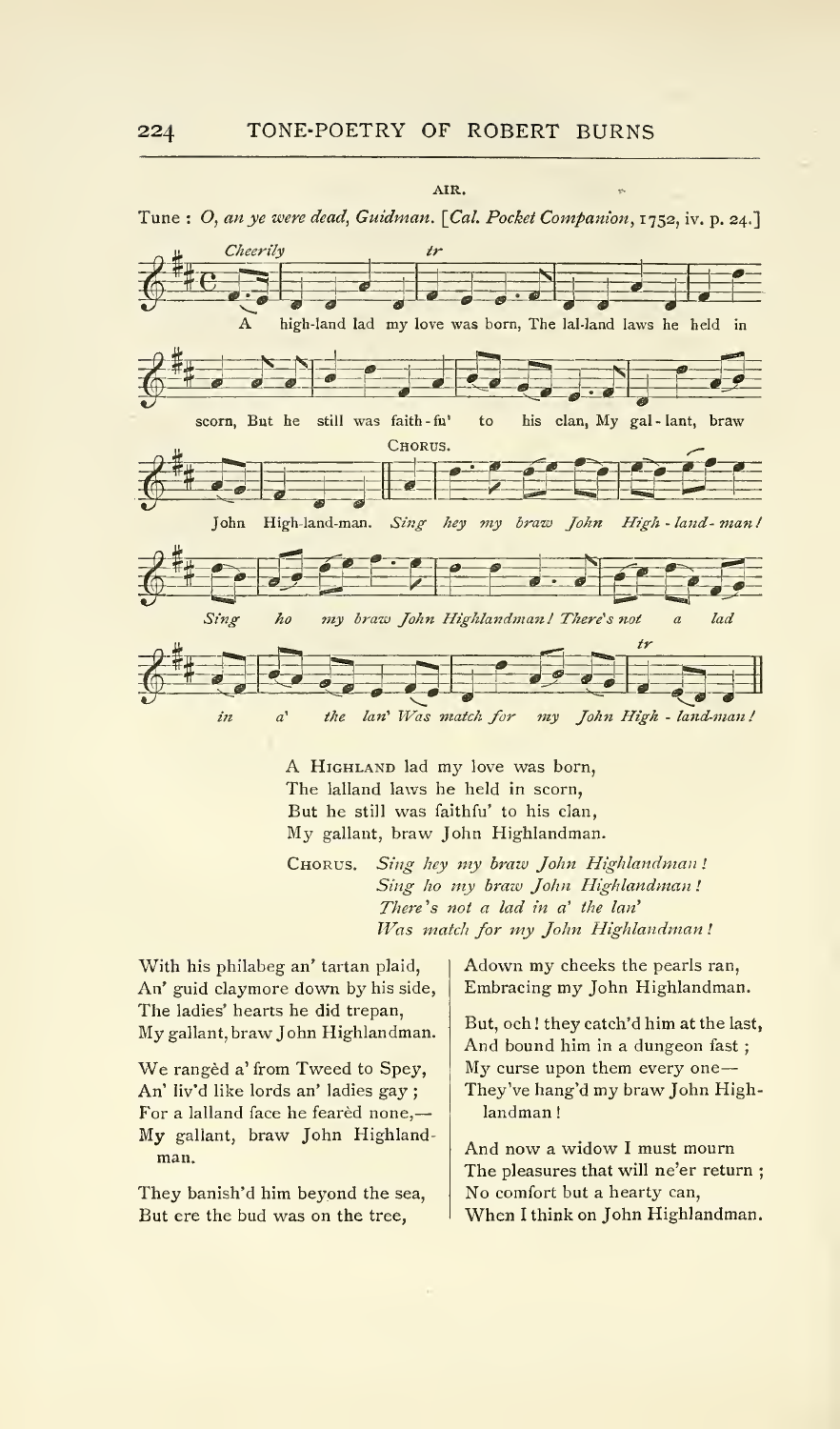AIR.

Tune : *O, an ye were dead, Guidman.* [*Cal. Pocket Companion*, 1752, iv. p. 24.]

*Cheerily*

A high-land lad my love was born, The lal-land laws he held in scorn, But he still was faith-fu' to his clan, My gal-lant, braw John High-land-man. CHORUS. *Sing hey my braw John High-land-man! Sing ho my braw John Highlandman! There's not a lad in a' the lan' Was match for my John High-land-man!*

A HIGHLAND lad my love was born,
The lalland laws he held in scorn,
But he still was faithfu' to his clan,
My gallant, braw John Highlandman.

CHORUS. *Sing hey my braw John Highlandman!*
*Sing ho my braw John Highlandman!*
*There's not a lad in a' the lan'*
*Was match for my John Highlandman!*

With his philabeg an' tartan plaid,
An' guid claymore down by his side,
The ladies' hearts he did trepan,
My gallant, braw John Highlandman.

We rangèd a' from Tweed to Spey,
An' liv'd like lords an' ladies gay;
For a lalland face he fearèd none,—
My gallant, braw John Highlandman.

They banish'd him beyond the sea,
But ere the bud was on the tree,
Adown my cheeks the pearls ran,
Embracing my John Highlandman.

But, och! they catch'd him at the last,
And bound him in a dungeon fast;
My curse upon them every one—
They've hang'd my braw John Highlandman!

And now a widow I must mourn
The pleasures that will ne'er return;
No comfort but a hearty can,
When I think on John Highlandman.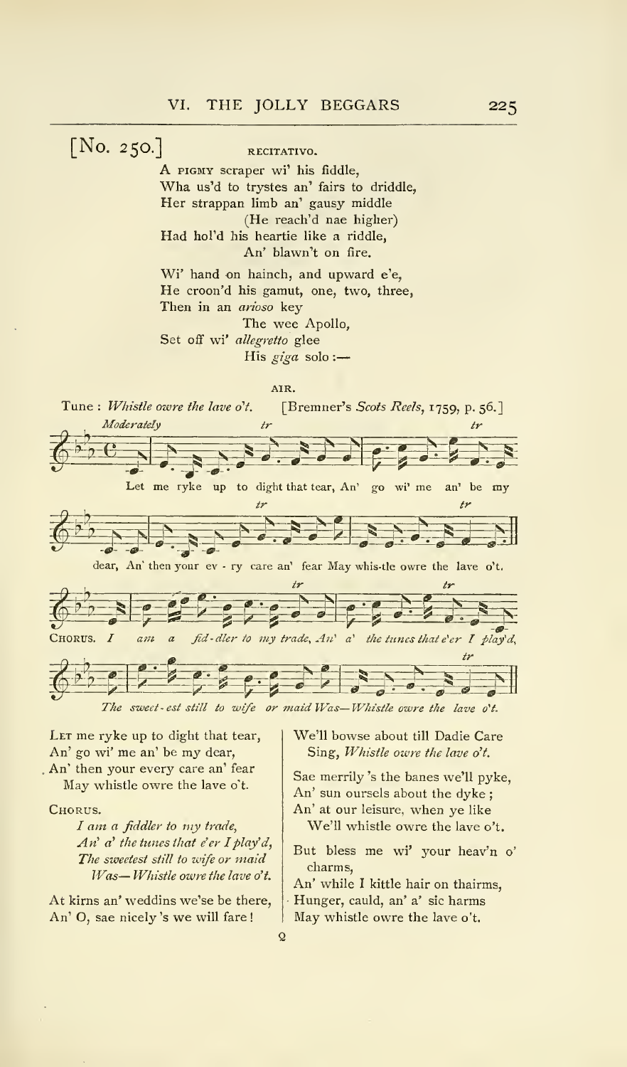[No. 250.]

RECITATIVO.

A PIGMY scraper wi' his fiddle,
Wha us'd to trystes an' fairs to driddle,
Her strappan limb an' gausy middle
(He reach'd nae higher)
Had hol'd his heartie like a riddle,
An' blawn't on fire.

Wi' hand on hainch, and upward e'e,
He croon'd his gamut, one, two, three,
Then in an *arioso* key
The wee Apollo,
Set off wi' *allegretto* glee
His *giga* solo :—

AIR.

Tune : *Whistle owre the lave o't.* [Bremner's *Scots Reels*, 1759, p. 56.]

*Moderately*

Let me ryke up to dight that tear, An' go wi' me an' be my dear, An' then your ev - ry care an' fear May whis-tle owre the lave o't.

CHORUS. *I am a fid-dler to my trade, An' a' the tunes that e'er I play'd, The sweet-est still to wife or maid Was—Whistle owre the lave o't.*

LET me ryke up to dight that tear,
An' go wi' me an' be my dear,
An' then your every care an' fear
May whistle owre the lave o't.

CHORUS.

*I am a fiddler to my trade,*
*An' a' the tunes that e'er I play'd,*
*The sweetest still to wife or maid*
*Was—Whistle owre the lave o't.*

At kirns an' weddins we'se be there,
An' O, sae nicely 's we will fare!
We'll bowse about till Dadie Care
Sing, *Whistle owre the lave o't.*

Sae merrily 's the banes we'll pyke,
An' sun oursels about the dyke;
An' at our leisure, when ye like
We'll whistle owre the lave o't.

But bless me wi' your heav'n o' charms,
An' while I kittle hair on thairms,
Hunger, cauld, an' a' sic harms
May whistle owre the lave o't.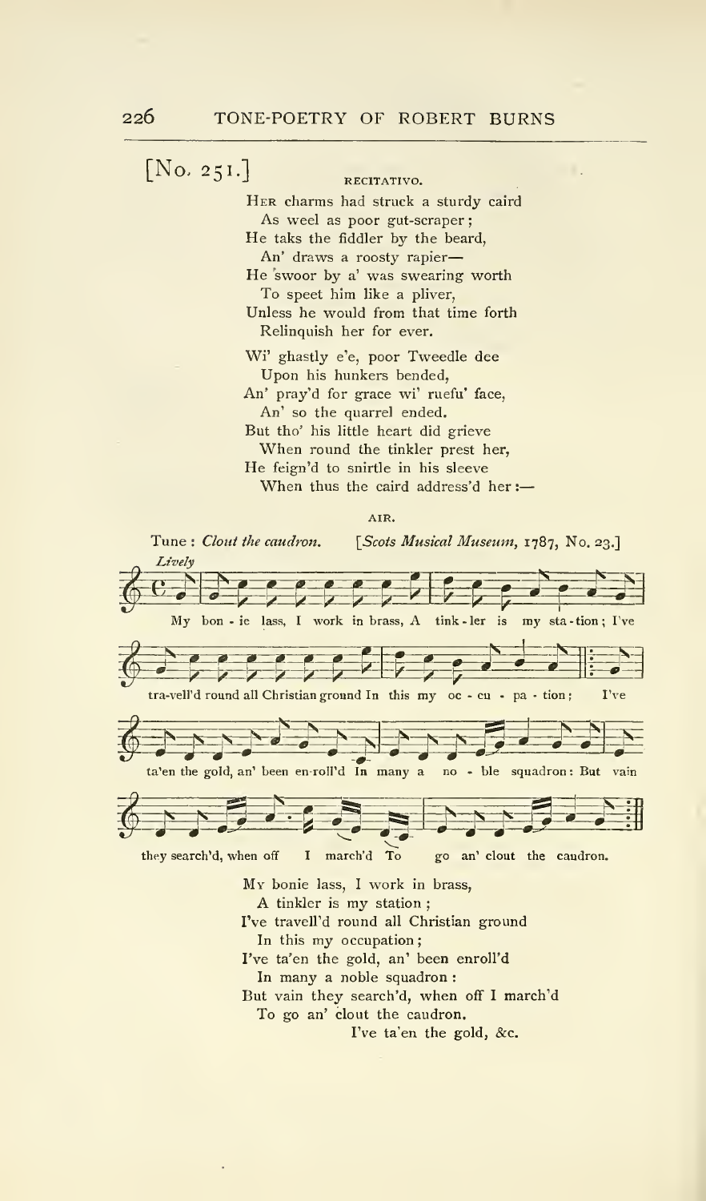[No. 251.]

RECITATIVO.

Her charms had struck a sturdy caird
  As weel as poor gut-scraper;
He taks the fiddler by the beard,
  An' draws a roosty rapier—
He swoor by a' was swearing worth
  To speet him like a pliver,
Unless he would from that time forth
  Relinquish her for ever.

Wi' ghastly e'e, poor Tweedle dee
  Upon his hunkers bended,
An' pray'd for grace wi' ruefu' face,
  An' so the quarrel ended.
But tho' his little heart did grieve
  When round the tinkler prest her,
He feign'd to snirtle in his sleeve
  When thus the caird address'd her:—

AIR.

Tune: *Clout the caudron.* [*Scots Musical Museum*, 1787, No. 23.]

*Lively*

My bon - ie lass, I work in brass, A tink - ler is my sta - tion; I've tra-vell'd round all Christian ground In this my oc - cu - pa - tion; I've ta'en the gold, an' been en-roll'd In many a no - ble squadron: But vain they search'd, when off I march'd To go an' clout the caudron.

My bonie lass, I work in brass,
  A tinkler is my station;
I've travell'd round all Christian ground
  In this my occupation;
I've ta'en the gold, an' been enroll'd
  In many a noble squadron:
But vain they search'd, when off I march'd
  To go an' clout the caudron.
    I've ta'en the gold, &c.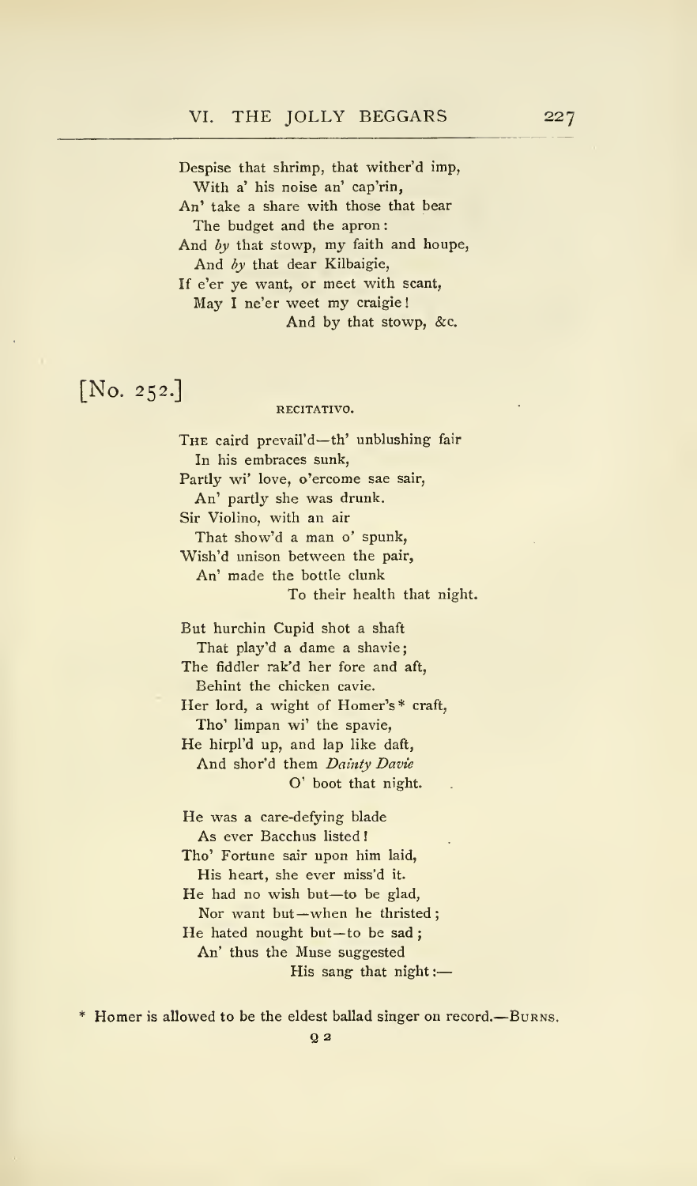Despise that shrimp, that wither'd imp,
  With a' his noise an' cap'rin,
An' take a share with those that bear
  The budget and the apron:
And *by* that stowp, my faith and houpe,
  And *by* that dear Kilbaigie,
If e'er ye want, or meet with scant,
  May I ne'er weet my craigie!
        And by that stowp, &c.

[No. 252.]

RECITATIVO.

The caird prevail'd—th' unblushing fair
  In his embraces sunk,
Partly wi' love, o'ercome sae sair,
  An' partly she was drunk.
Sir Violino, with an air
  That show'd a man o' spunk,
Wish'd unison between the pair,
  An' made the bottle clunk
        To their health that night.

But hurchin Cupid shot a shaft
  That play'd a dame a shavie;
The fiddler rak'd her fore and aft,
  Behint the chicken cavie.
Her lord, a wight of Homer's* craft,
  Tho' limpan wi' the spavie,
He hirpl'd up, and lap like daft,
  And shor'd them *Dainty Davie*
        O' boot that night.

He was a care-defying blade
  As ever Bacchus listed!
Tho' Fortune sair upon him laid,
  His heart, she ever miss'd it.
He had no wish but—to be glad,
  Nor want but—when he thristed;
He hated nought but—to be sad;
  An' thus the Muse suggested
        His sang that night:—

* Homer is allowed to be the eldest ballad singer on record.—Burns.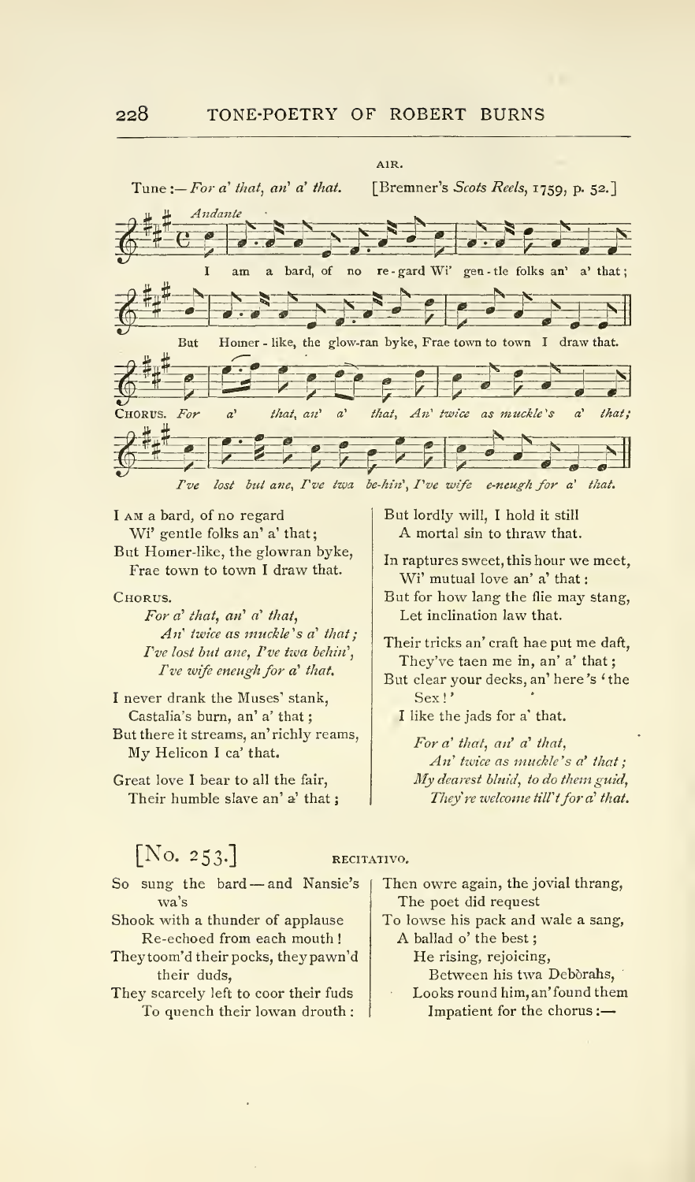AIR.

Tune :—*For a' that, an' a' that.* [Bremner's *Scots Reels*, 1759, p. 52.]

*Andante*

I am a bard, of no re-gard Wi' gen-tle folks an' a' that;
But Homer-like, the glow-ran byke, Frae town to town I draw that.

CHORUS. *For a' that, an' a' that, An' twice as muckle's a' that;*
*I've lost but ane, I've twa be-hin', I've wife e-neugh for a' that.*

I AM a bard, of no regard
  Wi' gentle folks an' a' that;
But Homer-like, the glowran byke,
  Frae town to town I draw that.

CHORUS.

*For a' that, an' a' that,*
  *An' twice as muckle's a' that;*
*I've lost but ane, I've twa behin',*
  *I've wife eneugh for a' that.*

I never drank the Muses' stank,
  Castalia's burn, an' a' that;
But there it streams, an' richly reams,
  My Helicon I ca' that.

Great love I bear to all the fair,
  Their humble slave an' a' that;
But lordly will, I hold it still
  A mortal sin to thraw that.

In raptures sweet, this hour we meet,
  Wi' mutual love an' a' that:
But for how lang the flie may stang,
  Let inclination law that.

Their tricks an' craft hae put me daft,
  They've taen me in, an' a' that;
But clear your decks, an' here's 'the
  Sex!'
  I like the jads for a' that.

*For a' that, an' a' that,*
  *An' twice as muckle's a' that;*
*My dearest bluid, to do them guid,*
  *They're welcome till't for a' that.*

[No. 253.]

RECITATIVO.

So sung the bard — and Nansie's
  wa's
Shook with a thunder of applause
  Re-echoed from each mouth!
They toom'd their pocks, they pawn'd
  their duds,
They scarcely left to coor their fuds
  To quench their lowan drouth:
Then owre again, the jovial thrang,
  The poet did request
To lowse his pack and wale a sang,
  A ballad o' the best;
    He rising, rejoicing,
      Between his twa Debŏrahs,
    Looks round him, an' found them
      Impatient for the chorus:—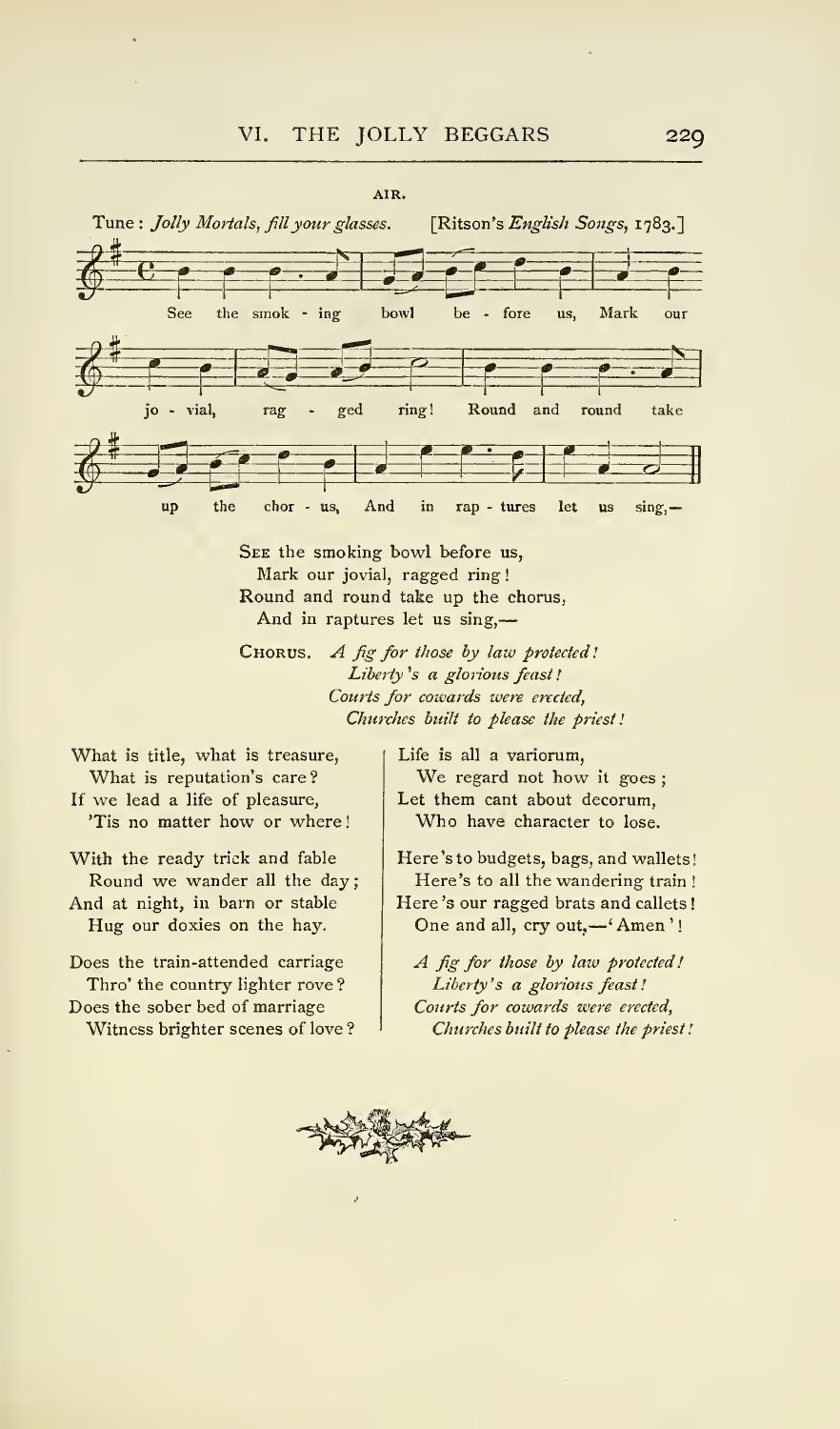AIR.

Tune : *Jolly Mortals, fill your glasses.* [Ritson's *English Songs*, 1783.]

See the smoking bowl before us,
  Mark our jovial, ragged ring!
Round and round take up the chorus,
  And in raptures let us sing,—

CHORUS. *A fig for those by law protected!*
  *Liberty's a glorious feast!*
*Courts for cowards were erected,*
  *Churches built to please the priest!*

What is title, what is treasure,
  What is reputation's care?
If we lead a life of pleasure,
  'Tis no matter how or where!

With the ready trick and fable
  Round we wander all the day;
And at night, in barn or stable
  Hug our doxies on the hay.

Does the train-attended carriage
  Thro' the country lighter rove?
Does the sober bed of marriage
  Witness brighter scenes of love?

Life is all a variorum,
  We regard not how it goes;
Let them cant about decorum,
  Who have character to lose.

Here's to budgets, bags, and wallets!
  Here's to all the wandering train!
Here's our ragged brats and callets!
  One and all, cry out,—'Amen'!

*A fig for those by law protected!*
  *Liberty's a glorious feast!*
*Courts for cowards were erected,*
  *Churches built to please the priest!*